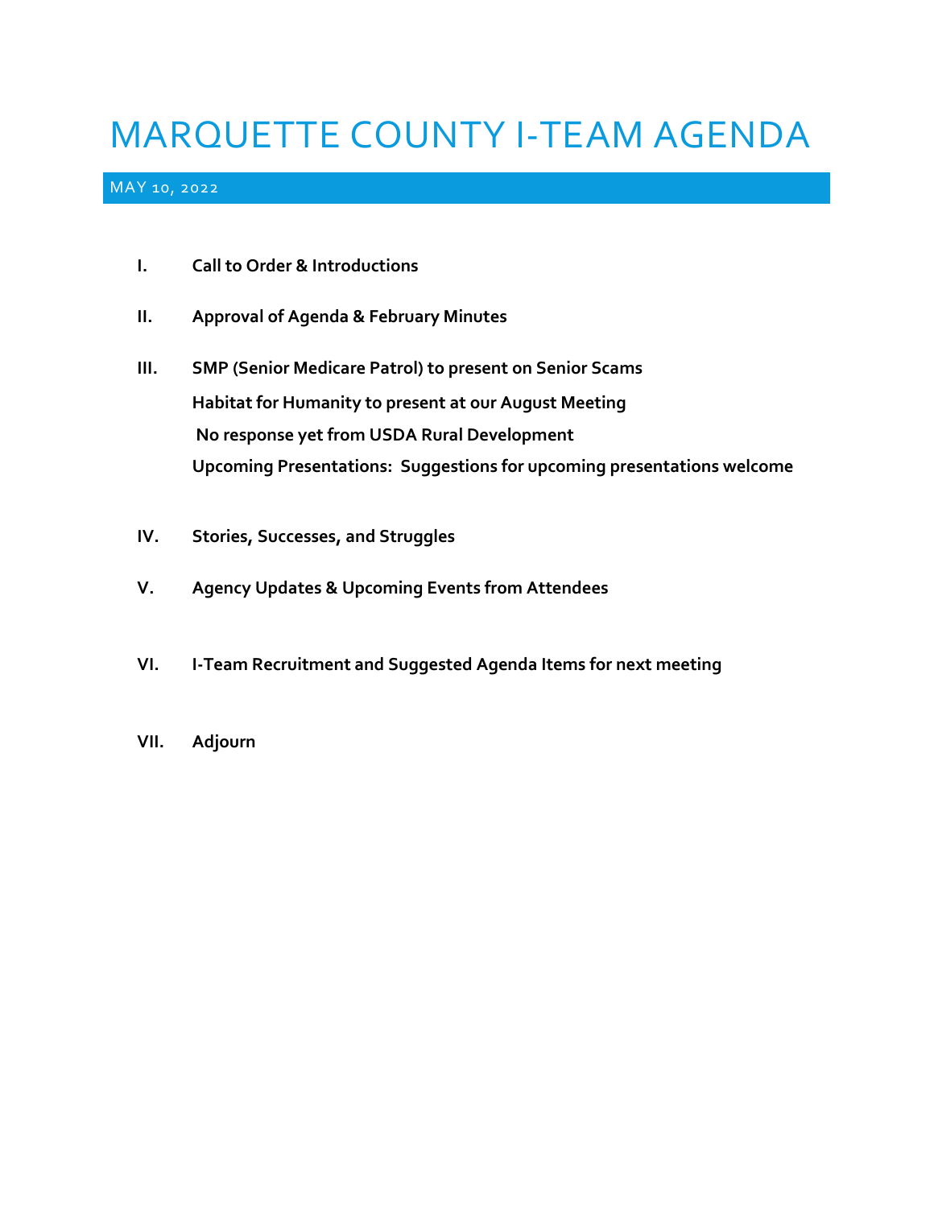# MARQUETTE COUNTY I-TEAM AGENDA

MAY 10, 2022

I. **Call to Order & Introductions**

II. **Approval of Agenda & February Minutes**

III. **SMP (Senior Medicare Patrol) to present on Senior Scams**
**Habitat for Humanity to present at our August Meeting**
**No response yet from USDA Rural Development**
**Upcoming Presentations: Suggestions for upcoming presentations welcome**

IV. **Stories, Successes, and Struggles**

V. **Agency Updates & Upcoming Events from Attendees**

VI. **I-Team Recruitment and Suggested Agenda Items for next meeting**

VII. **Adjourn**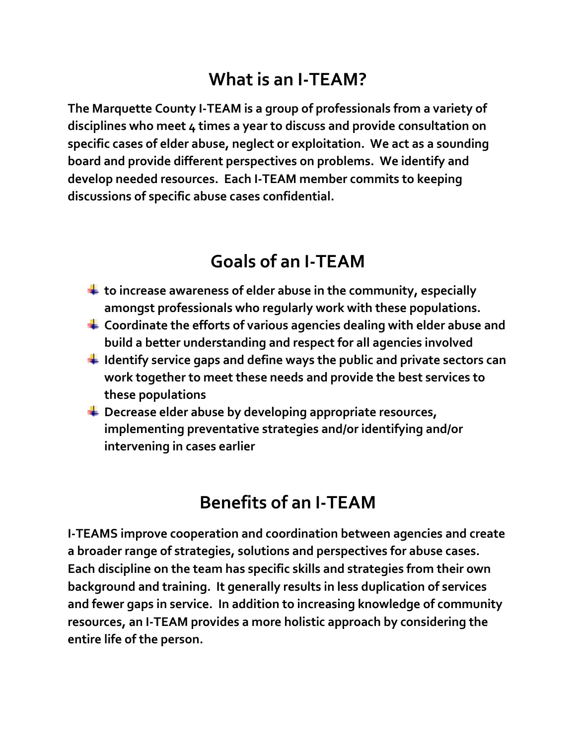## What is an I-TEAM?

**The Marquette County I-TEAM is a group of professionals from a variety of disciplines who meet 4 times a year to discuss and provide consultation on specific cases of elder abuse, neglect or exploitation. We act as a sounding board and provide different perspectives on problems. We identify and develop needed resources. Each I-TEAM member commits to keeping discussions of specific abuse cases confidential.**

## Goals of an I-TEAM

- **to increase awareness of elder abuse in the community, especially amongst professionals who regularly work with these populations.**
- **Coordinate the efforts of various agencies dealing with elder abuse and build a better understanding and respect for all agencies involved**
- **Identify service gaps and define ways the public and private sectors can work together to meet these needs and provide the best services to these populations**
- **Decrease elder abuse by developing appropriate resources, implementing preventative strategies and/or identifying and/or intervening in cases earlier**

## Benefits of an I-TEAM

**I-TEAMS improve cooperation and coordination between agencies and create a broader range of strategies, solutions and perspectives for abuse cases. Each discipline on the team has specific skills and strategies from their own background and training. It generally results in less duplication of services and fewer gaps in service. In addition to increasing knowledge of community resources, an I-TEAM provides a more holistic approach by considering the entire life of the person.**